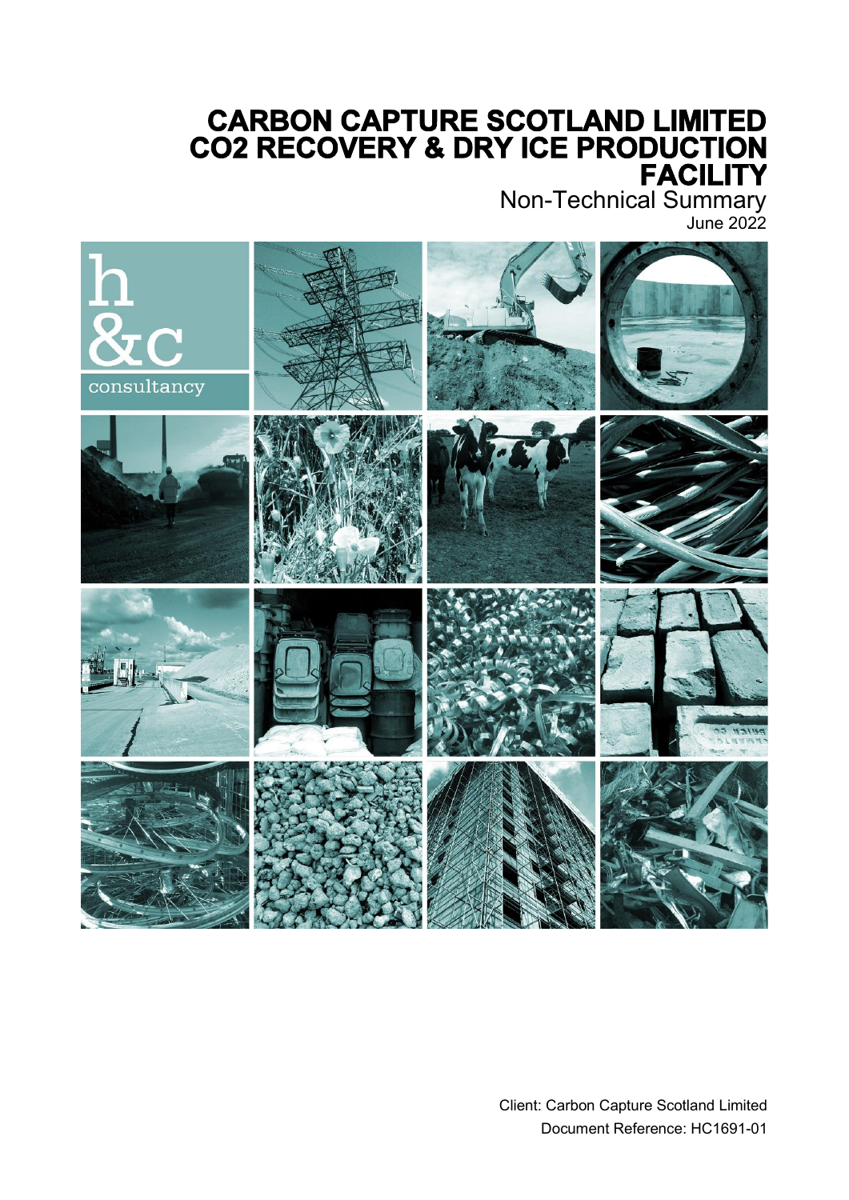# CARBON CAPTURE SCOTLAND LIMITED CO2 RECOVERY & DRY ICE PRODUCTION FACILITY

Non-Technical Summary

June 2022

h &c consultancy

Client: Carbon Capture Scotland Limited

Document Reference: HC1691-01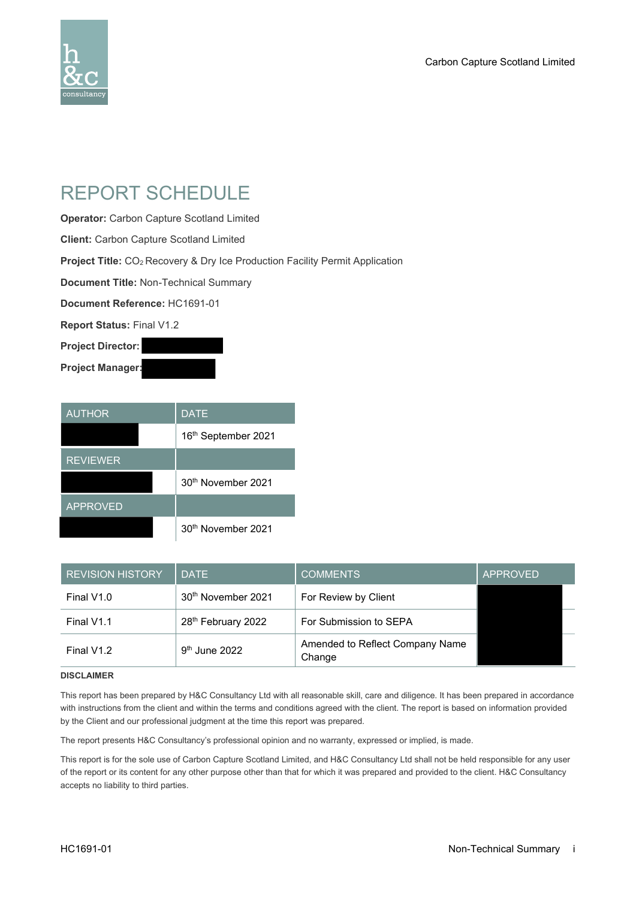# REPORT SCHEDULE

**Operator:** Carbon Capture Scotland Limited

**Client:** Carbon Capture Scotland Limited

**Project Title:** $CO_2$ Recovery & Dry Ice Production Facility Permit Application

**Document Title:** Non-Technical Summary

**Document Reference:** HC1691-01

**Report Status:** Final V1.2

**Project Director:**

**Project Manager:**

| AUTHOR | DATE |
|---|---|
| | 16th September 2021 |
| **REVIEWER** | |
| | 30th November 2021 |
| **APPROVED** | |
| | 30th November 2021 |

| REVISION HISTORY | DATE | COMMENTS | APPROVED |
|---|---|---|---|
| Final V1.0 | 30th November 2021 | For Review by Client | |
| Final V1.1 | 28th February 2022 | For Submission to SEPA | |
| Final V1.2 | 9th June 2022 | Amended to Reflect Company Name Change | |

**DISCLAIMER**

This report has been prepared by H&C Consultancy Ltd with all reasonable skill, care and diligence. It has been prepared in accordance with instructions from the client and within the terms and conditions agreed with the client. The report is based on information provided by the Client and our professional judgment at the time this report was prepared.

The report presents H&C Consultancy's professional opinion and no warranty, expressed or implied, is made.

This report is for the sole use of Carbon Capture Scotland Limited, and H&C Consultancy Ltd shall not be held responsible for any user of the report or its content for any other purpose other than that for which it was prepared and provided to the client. H&C Consultancy accepts no liability to third parties.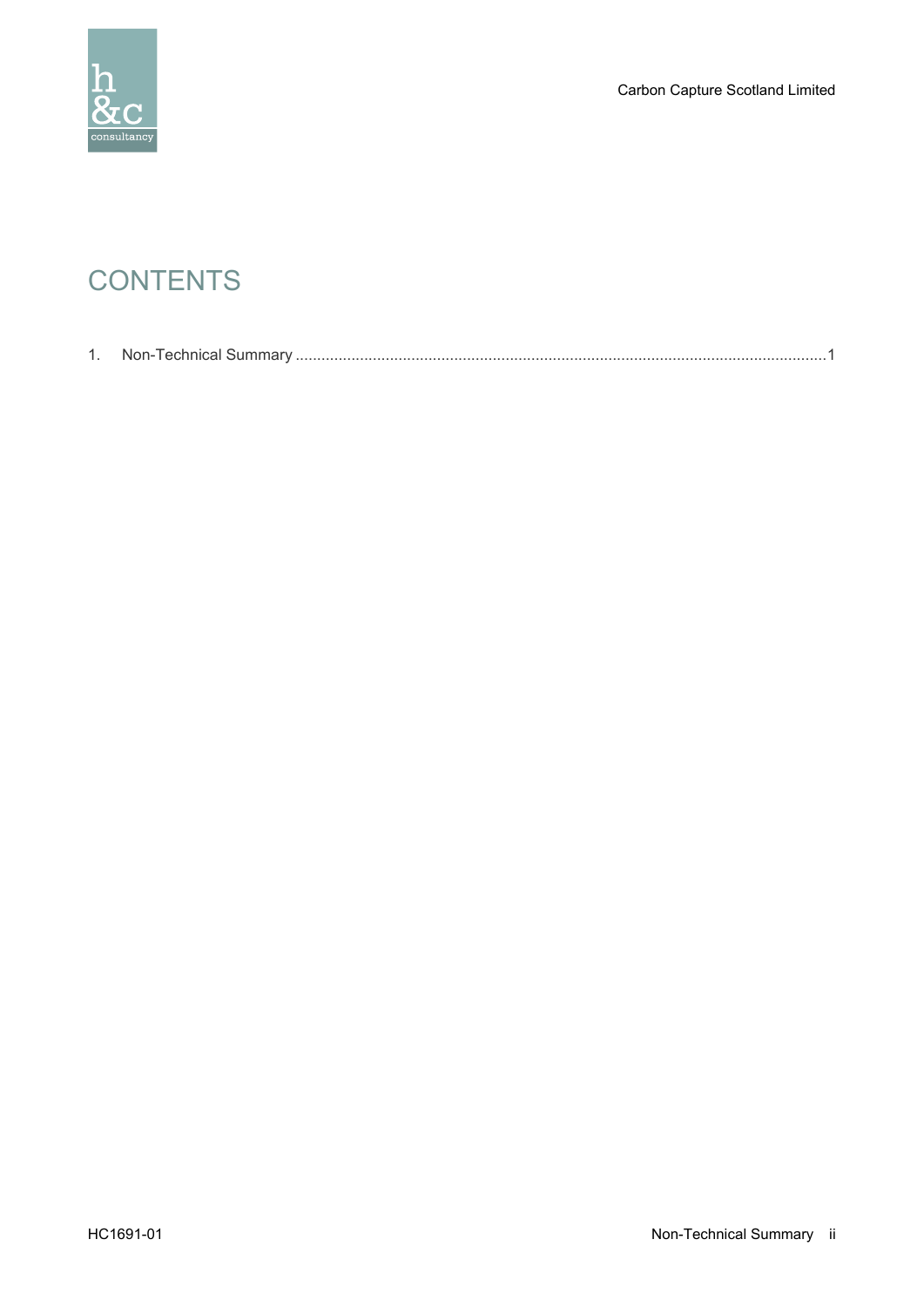# CONTENTS

1. Non-Technical Summary .......................................................................................................................1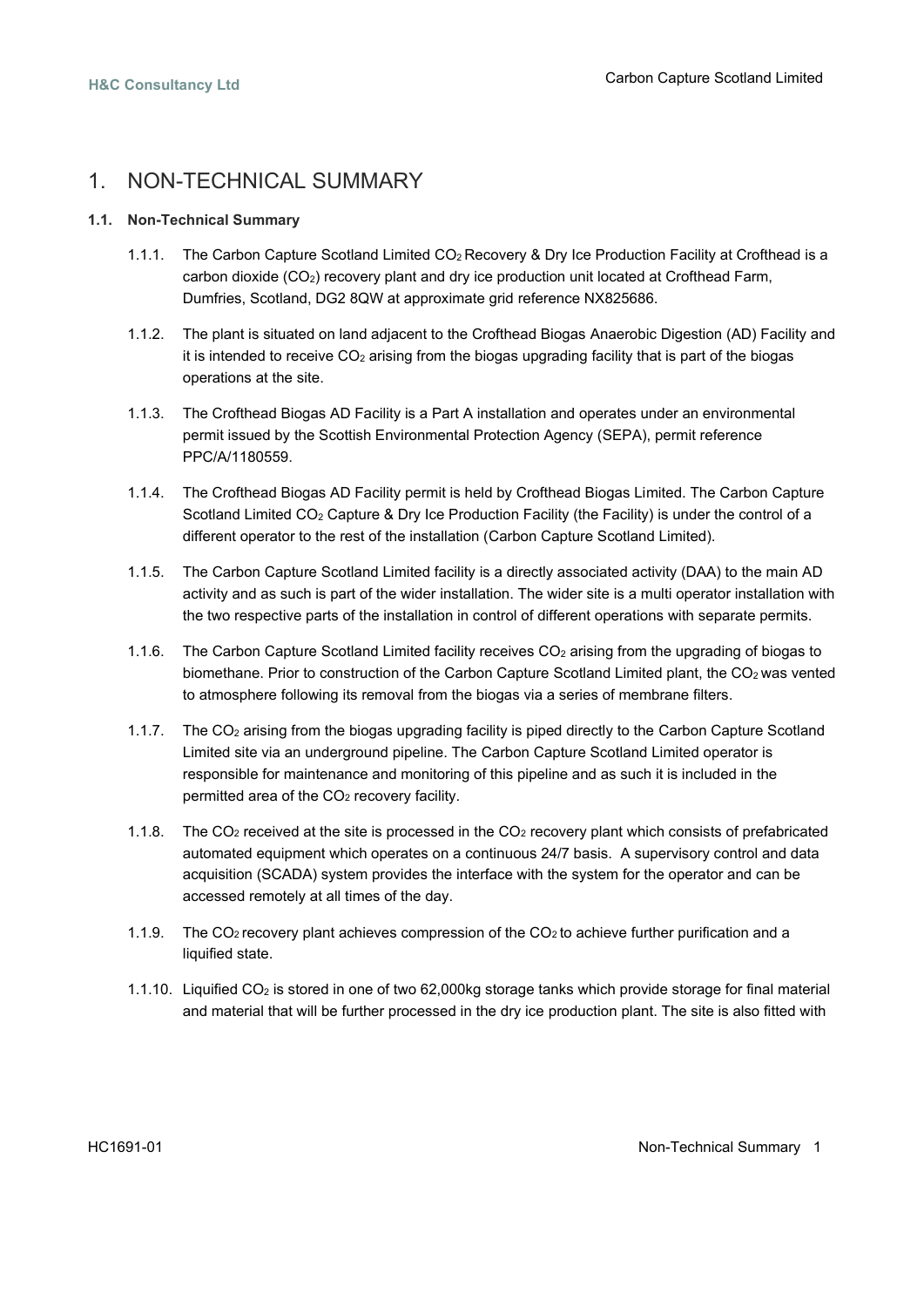# 1. NON-TECHNICAL SUMMARY

### 1.1. Non-Technical Summary

1.1.1. The Carbon Capture Scotland Limited $CO_2$ Recovery & Dry Ice Production Facility at Crofthead is a carbon dioxide ($CO_2$) recovery plant and dry ice production unit located at Crofthead Farm, Dumfries, Scotland, DG2 8QW at approximate grid reference NX825686.

1.1.2. The plant is situated on land adjacent to the Crofthead Biogas Anaerobic Digestion (AD) Facility and it is intended to receive $CO_2$ arising from the biogas upgrading facility that is part of the biogas operations at the site.

1.1.3. The Crofthead Biogas AD Facility is a Part A installation and operates under an environmental permit issued by the Scottish Environmental Protection Agency (SEPA), permit reference PPC/A/1180559.

1.1.4. The Crofthead Biogas AD Facility permit is held by Crofthead Biogas Limited. The Carbon Capture Scotland Limited $CO_2$ Capture & Dry Ice Production Facility (the Facility) is under the control of a different operator to the rest of the installation (Carbon Capture Scotland Limited).

1.1.5. The Carbon Capture Scotland Limited facility is a directly associated activity (DAA) to the main AD activity and as such is part of the wider installation. The wider site is a multi operator installation with the two respective parts of the installation in control of different operations with separate permits.

1.1.6. The Carbon Capture Scotland Limited facility receives $CO_2$ arising from the upgrading of biogas to biomethane. Prior to construction of the Carbon Capture Scotland Limited plant, the $CO_2$ was vented to atmosphere following its removal from the biogas via a series of membrane filters.

1.1.7. The $CO_2$ arising from the biogas upgrading facility is piped directly to the Carbon Capture Scotland Limited site via an underground pipeline. The Carbon Capture Scotland Limited operator is responsible for maintenance and monitoring of this pipeline and as such it is included in the permitted area of the $CO_2$ recovery facility.

1.1.8. The $CO_2$ received at the site is processed in the $CO_2$ recovery plant which consists of prefabricated automated equipment which operates on a continuous 24/7 basis. A supervisory control and data acquisition (SCADA) system provides the interface with the system for the operator and can be accessed remotely at all times of the day.

1.1.9. The $CO_2$ recovery plant achieves compression of the $CO_2$ to achieve further purification and a liquified state.

1.1.10. Liquified $CO_2$ is stored in one of two 62,000kg storage tanks which provide storage for final material and material that will be further processed in the dry ice production plant. The site is also fitted with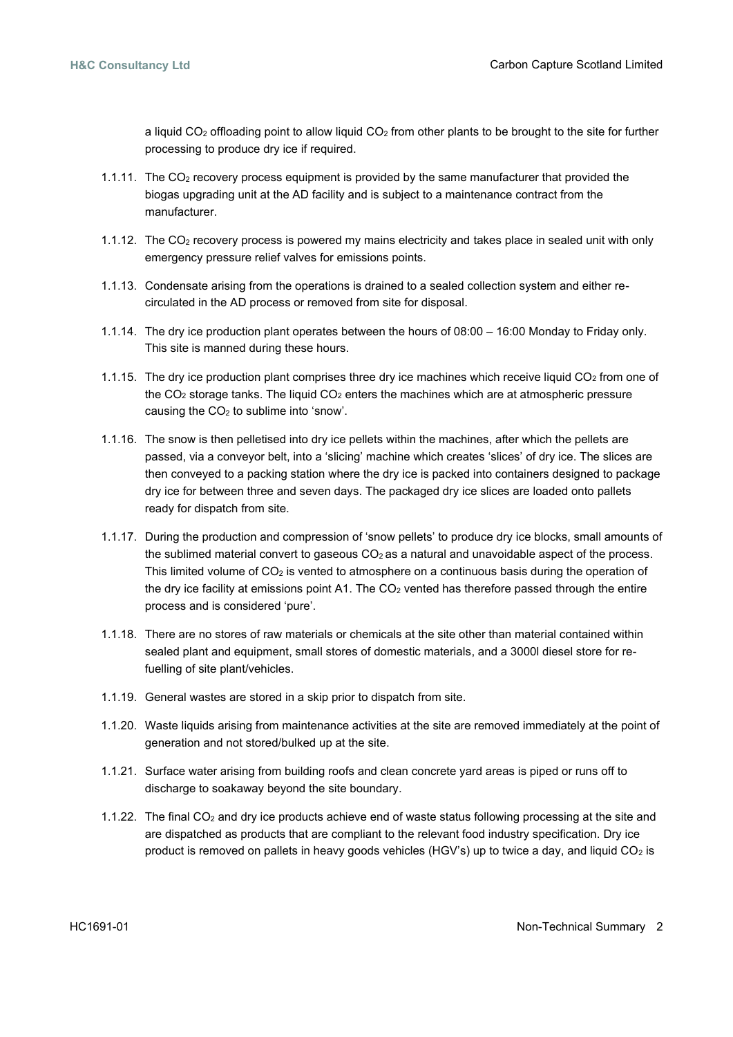a liquid $CO_2$ offloading point to allow liquid $CO_2$ from other plants to be brought to the site for further processing to produce dry ice if required.

1.1.11. The $CO_2$ recovery process equipment is provided by the same manufacturer that provided the biogas upgrading unit at the AD facility and is subject to a maintenance contract from the manufacturer.

1.1.12. The $CO_2$ recovery process is powered my mains electricity and takes place in sealed unit with only emergency pressure relief valves for emissions points.

1.1.13. Condensate arising from the operations is drained to a sealed collection system and either re-circulated in the AD process or removed from site for disposal.

1.1.14. The dry ice production plant operates between the hours of 08:00 – 16:00 Monday to Friday only. This site is manned during these hours.

1.1.15. The dry ice production plant comprises three dry ice machines which receive liquid $CO_2$ from one of the $CO_2$ storage tanks. The liquid $CO_2$ enters the machines which are at atmospheric pressure causing the $CO_2$ to sublime into 'snow'.

1.1.16. The snow is then pelletised into dry ice pellets within the machines, after which the pellets are passed, via a conveyor belt, into a 'slicing' machine which creates 'slices' of dry ice. The slices are then conveyed to a packing station where the dry ice is packed into containers designed to package dry ice for between three and seven days. The packaged dry ice slices are loaded onto pallets ready for dispatch from site.

1.1.17. During the production and compression of 'snow pellets' to produce dry ice blocks, small amounts of the sublimed material convert to gaseous $CO_2$ as a natural and unavoidable aspect of the process. This limited volume of $CO_2$ is vented to atmosphere on a continuous basis during the operation of the dry ice facility at emissions point A1. The $CO_2$ vented has therefore passed through the entire process and is considered 'pure'.

1.1.18. There are no stores of raw materials or chemicals at the site other than material contained within sealed plant and equipment, small stores of domestic materials, and a 3000l diesel store for re-fuelling of site plant/vehicles.

1.1.19. General wastes are stored in a skip prior to dispatch from site.

1.1.20. Waste liquids arising from maintenance activities at the site are removed immediately at the point of generation and not stored/bulked up at the site.

1.1.21. Surface water arising from building roofs and clean concrete yard areas is piped or runs off to discharge to soakaway beyond the site boundary.

1.1.22. The final $CO_2$ and dry ice products achieve end of waste status following processing at the site and are dispatched as products that are compliant to the relevant food industry specification. Dry ice product is removed on pallets in heavy goods vehicles (HGV's) up to twice a day, and liquid $CO_2$ is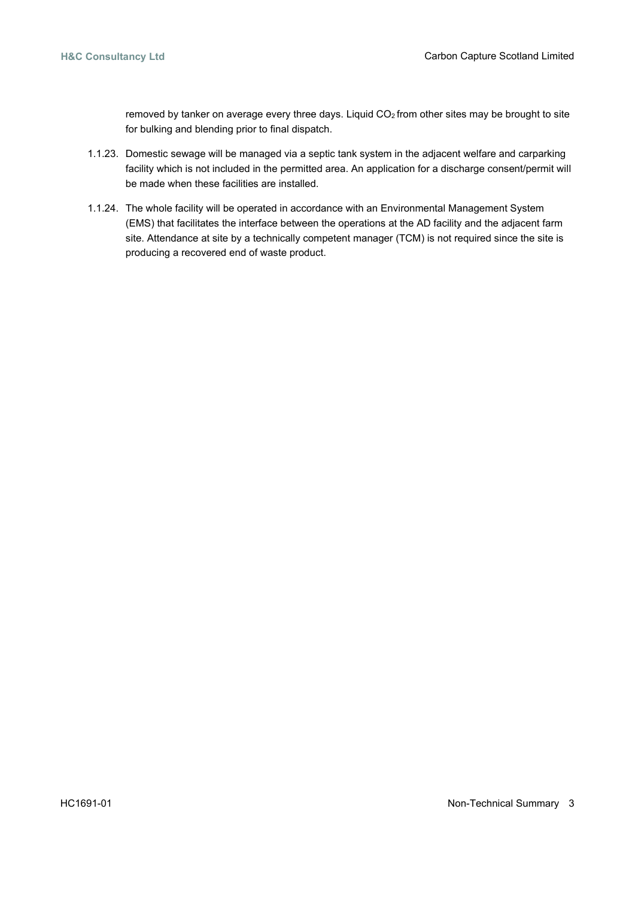removed by tanker on average every three days. Liquid $CO_2$ from other sites may be brought to site for bulking and blending prior to final dispatch.

1.1.23. Domestic sewage will be managed via a septic tank system in the adjacent welfare and carparking facility which is not included in the permitted area. An application for a discharge consent/permit will be made when these facilities are installed.

1.1.24. The whole facility will be operated in accordance with an Environmental Management System (EMS) that facilitates the interface between the operations at the AD facility and the adjacent farm site. Attendance at site by a technically competent manager (TCM) is not required since the site is producing a recovered end of waste product.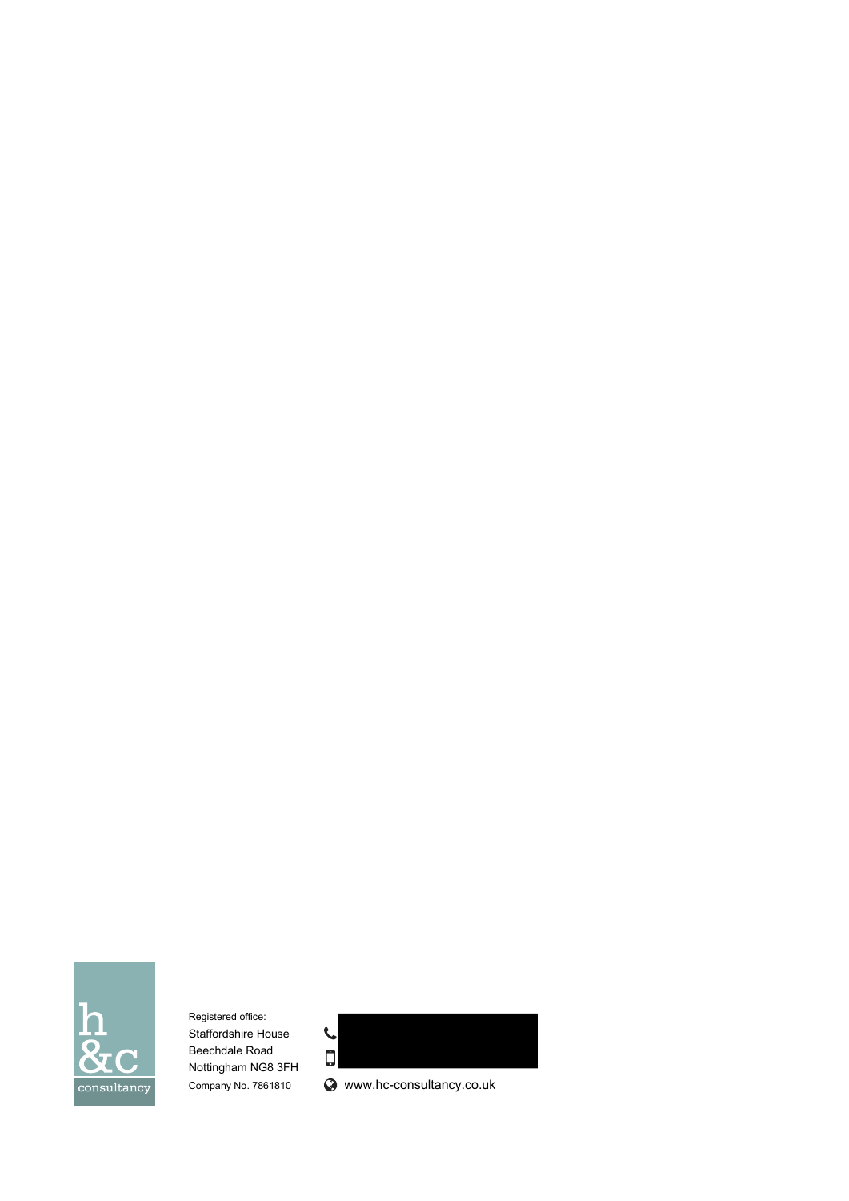h
&c
consultancy

Registered office:
Staffordshire House
Beechdale Road
Nottingham NG8 3FH
Company No. 7861810

www.hc-consultancy.co.uk